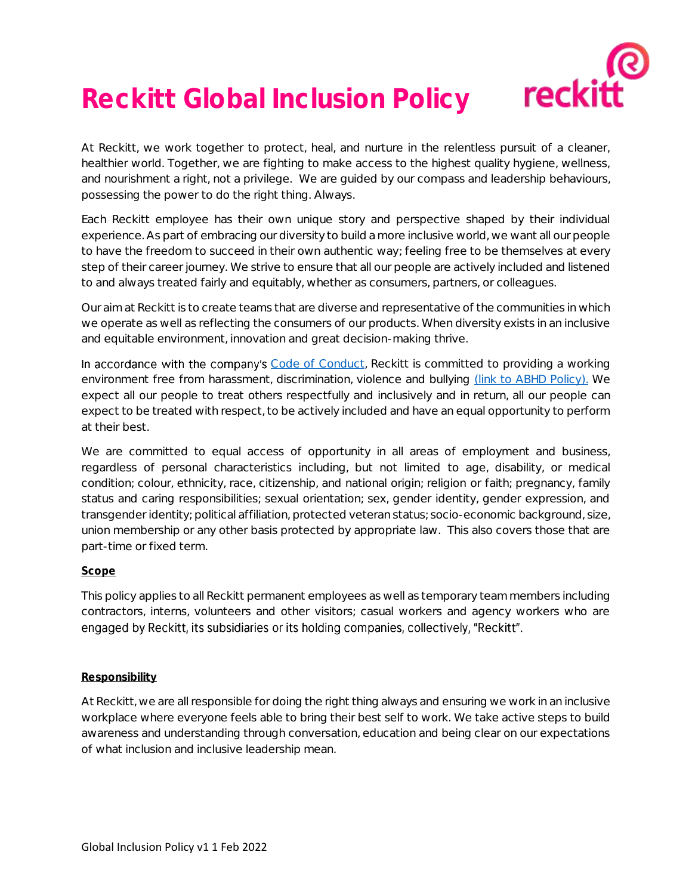# Reckitt Global Inclusion Policy

At Reckitt, we work together to protect, heal, and nurture in the relentless pursuit of a cleaner, healthier world. Together, we are fighting to make access to the highest quality hygiene, wellness, and nourishment a right, not a privilege. We are guided by our compass and leadership behaviours, possessing the power to do the right thing. Always.

Each Reckitt employee has their own unique story and perspective shaped by their individual experience. As part of embracing our diversity to build a more inclusive world, we want all our people to have the freedom to succeed in their own authentic way; feeling free to be themselves at every step of their career journey. We strive to ensure that all our people are actively included and listened to and always treated fairly and equitably, whether as consumers, partners, or colleagues.

Our aim at Reckitt is to create teams that are diverse and representative of the communities in which we operate as well as reflecting the consumers of our products. When diversity exists in an inclusive and equitable environment, innovation and great decision-making thrive.

In accordance with the company's Code of Conduct, Reckitt is committed to providing a working environment free from harassment, discrimination, violence and bullying (link to ABHD Policy). We expect all our people to treat others respectfully and inclusively and in return, all our people can expect to be treated with respect, to be actively included and have an equal opportunity to perform at their best.

We are committed to equal access of opportunity in all areas of employment and business, regardless of personal characteristics including, but not limited to age, disability, or medical condition; colour, ethnicity, race, citizenship, and national origin; religion or faith; pregnancy, family status and caring responsibilities; sexual orientation; sex, gender identity, gender expression, and transgender identity; political affiliation, protected veteran status; socio-economic background, size, union membership or any other basis protected by appropriate law. This also covers those that are part-time or fixed term.

**Scope**

This policy applies to all Reckitt permanent employees as well as temporary team members including contractors, interns, volunteers and other visitors; casual workers and agency workers who are engaged by Reckitt, its subsidiaries or its holding companies, collectively, "Reckitt".

**Responsibility**

At Reckitt, we are all responsible for doing the right thing always and ensuring we work in an inclusive workplace where everyone feels able to bring their best self to work. We take active steps to build awareness and understanding through conversation, education and being clear on our expectations of what inclusion and inclusive leadership mean.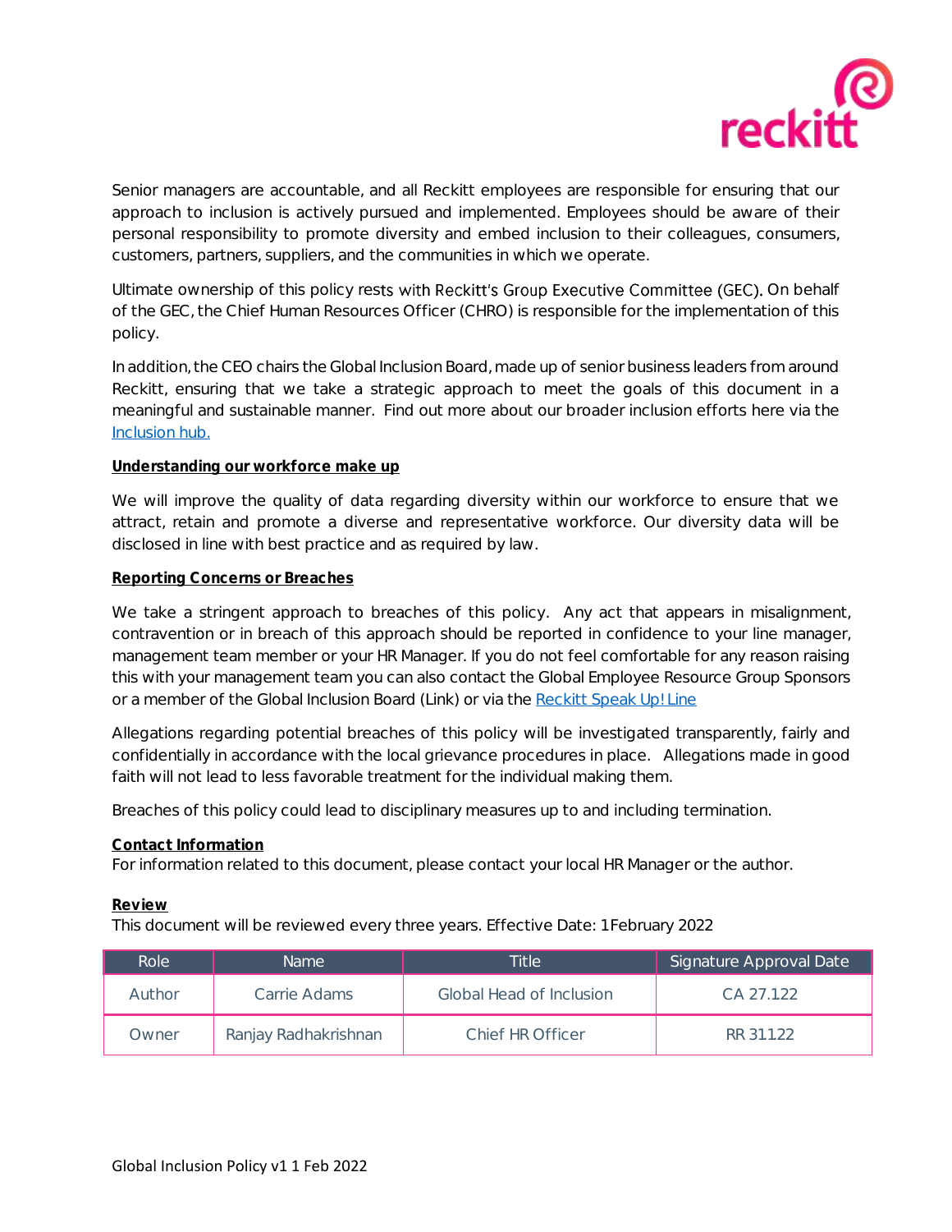Senior managers are accountable, and all Reckitt employees are responsible for ensuring that our approach to inclusion is actively pursued and implemented. Employees should be aware of their personal responsibility to promote diversity and embed inclusion to their colleagues, consumers, customers, partners, suppliers, and the communities in which we operate.

Ultimate ownership of this policy rests with Reckitt's Group Executive Committee (GEC). On behalf of the GEC, the Chief Human Resources Officer (CHRO) is responsible for the implementation of this policy.

In addition, the CEO chairs the Global Inclusion Board, made up of senior business leaders from around Reckitt, ensuring that we take a strategic approach to meet the goals of this document in a meaningful and sustainable manner. Find out more about our broader inclusion efforts here via the Inclusion hub.

**Understanding our workforce make up**

We will improve the quality of data regarding diversity within our workforce to ensure that we attract, retain and promote a diverse and representative workforce. Our diversity data will be disclosed in line with best practice and as required by law.

**Reporting Concerns or Breaches**

We take a stringent approach to breaches of this policy. Any act that appears in misalignment, contravention or in breach of this approach should be reported in confidence to your line manager, management team member or your HR Manager. If you do not feel comfortable for any reason raising this with your management team you can also contact the Global Employee Resource Group Sponsors or a member of the Global Inclusion Board (Link) or via the Reckitt Speak Up! Line

Allegations regarding potential breaches of this policy will be investigated transparently, fairly and confidentially in accordance with the local grievance procedures in place. Allegations made in good faith will not lead to less favorable treatment for the individual making them.

Breaches of this policy could lead to disciplinary measures up to and including termination.

**Contact Information**
For information related to this document, please contact your local HR Manager or the author.

**Review**
This document will be reviewed every three years. Effective Date: 1 February 2022

| Role | Name | Title | Signature Approval Date |
|---|---|---|---|
| Author | Carrie Adams | Global Head of Inclusion | CA 27.122 |
| Owner | Ranjay Radhakrishnan | Chief HR Officer | RR 31122 |